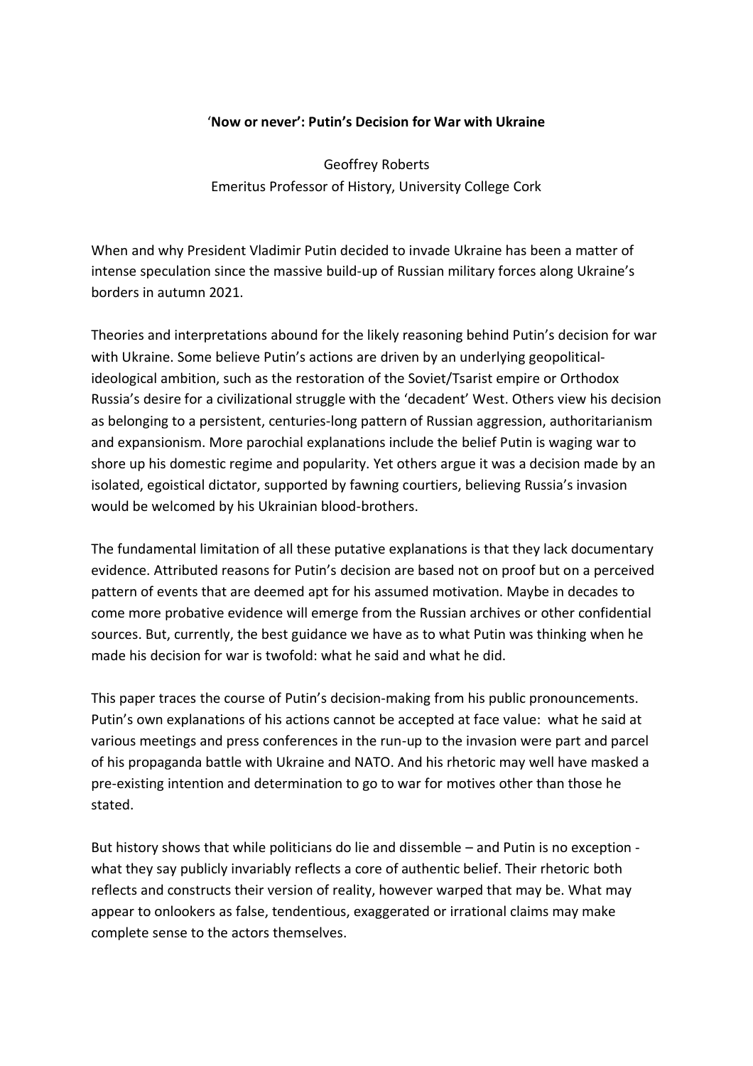# '**Now or never': Putin's Decision for War with Ukraine**

Geoffrey Roberts
Emeritus Professor of History, University College Cork

When and why President Vladimir Putin decided to invade Ukraine has been a matter of intense speculation since the massive build-up of Russian military forces along Ukraine's borders in autumn 2021.

Theories and interpretations abound for the likely reasoning behind Putin's decision for war with Ukraine. Some believe Putin's actions are driven by an underlying geopolitical-ideological ambition, such as the restoration of the Soviet/Tsarist empire or Orthodox Russia's desire for a civilizational struggle with the 'decadent' West. Others view his decision as belonging to a persistent, centuries-long pattern of Russian aggression, authoritarianism and expansionism. More parochial explanations include the belief Putin is waging war to shore up his domestic regime and popularity. Yet others argue it was a decision made by an isolated, egoistical dictator, supported by fawning courtiers, believing Russia's invasion would be welcomed by his Ukrainian blood-brothers.

The fundamental limitation of all these putative explanations is that they lack documentary evidence. Attributed reasons for Putin's decision are based not on proof but on a perceived pattern of events that are deemed apt for his assumed motivation. Maybe in decades to come more probative evidence will emerge from the Russian archives or other confidential sources. But, currently, the best guidance we have as to what Putin was thinking when he made his decision for war is twofold: what he said and what he did.

This paper traces the course of Putin's decision-making from his public pronouncements. Putin's own explanations of his actions cannot be accepted at face value: what he said at various meetings and press conferences in the run-up to the invasion were part and parcel of his propaganda battle with Ukraine and NATO. And his rhetoric may well have masked a pre-existing intention and determination to go to war for motives other than those he stated.

But history shows that while politicians do lie and dissemble – and Putin is no exception - what they say publicly invariably reflects a core of authentic belief. Their rhetoric both reflects and constructs their version of reality, however warped that may be. What may appear to onlookers as false, tendentious, exaggerated or irrational claims may make complete sense to the actors themselves.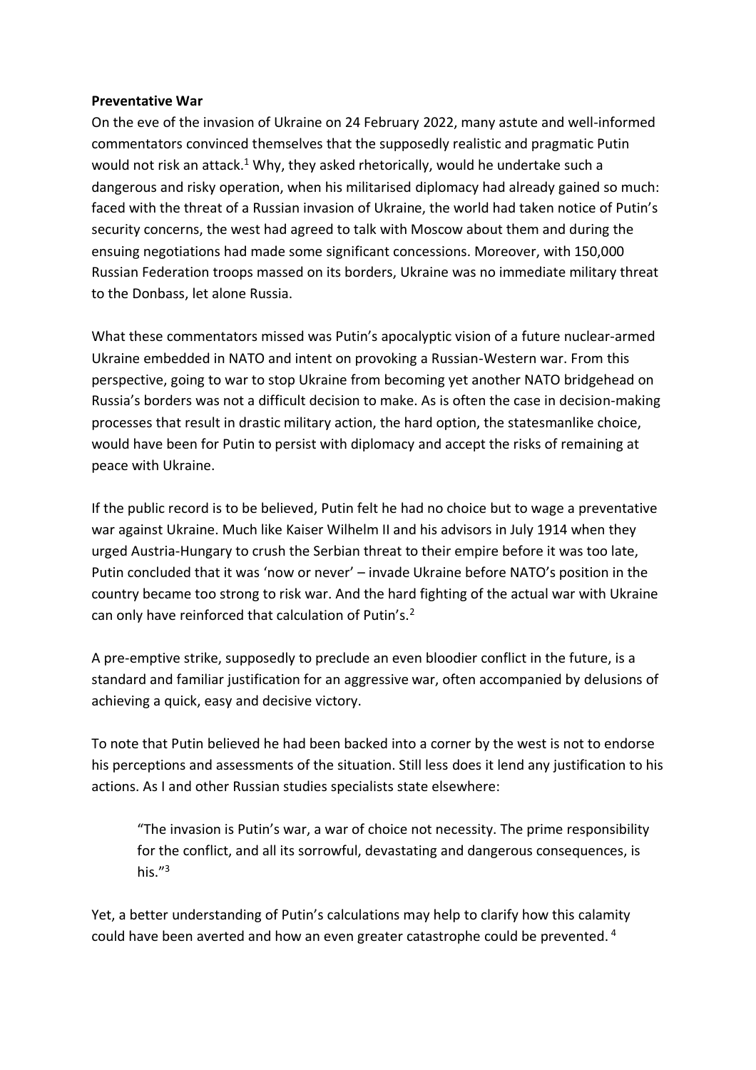**Preventative War**

On the eve of the invasion of Ukraine on 24 February 2022, many astute and well-informed commentators convinced themselves that the supposedly realistic and pragmatic Putin would not risk an attack.[1] Why, they asked rhetorically, would he undertake such a dangerous and risky operation, when his militarised diplomacy had already gained so much: faced with the threat of a Russian invasion of Ukraine, the world had taken notice of Putin's security concerns, the west had agreed to talk with Moscow about them and during the ensuing negotiations had made some significant concessions. Moreover, with 150,000 Russian Federation troops massed on its borders, Ukraine was no immediate military threat to the Donbass, let alone Russia.

What these commentators missed was Putin's apocalyptic vision of a future nuclear-armed Ukraine embedded in NATO and intent on provoking a Russian-Western war. From this perspective, going to war to stop Ukraine from becoming yet another NATO bridgehead on Russia's borders was not a difficult decision to make. As is often the case in decision-making processes that result in drastic military action, the hard option, the statesmanlike choice, would have been for Putin to persist with diplomacy and accept the risks of remaining at peace with Ukraine.

If the public record is to be believed, Putin felt he had no choice but to wage a preventative war against Ukraine. Much like Kaiser Wilhelm II and his advisors in July 1914 when they urged Austria-Hungary to crush the Serbian threat to their empire before it was too late, Putin concluded that it was 'now or never' – invade Ukraine before NATO's position in the country became too strong to risk war. And the hard fighting of the actual war with Ukraine can only have reinforced that calculation of Putin's.[2]

A pre-emptive strike, supposedly to preclude an even bloodier conflict in the future, is a standard and familiar justification for an aggressive war, often accompanied by delusions of achieving a quick, easy and decisive victory.

To note that Putin believed he had been backed into a corner by the west is not to endorse his perceptions and assessments of the situation. Still less does it lend any justification to his actions. As I and other Russian studies specialists state elsewhere:

> "The invasion is Putin's war, a war of choice not necessity. The prime responsibility for the conflict, and all its sorrowful, devastating and dangerous consequences, is his."[3]

Yet, a better understanding of Putin's calculations may help to clarify how this calamity could have been averted and how an even greater catastrophe could be prevented.[4]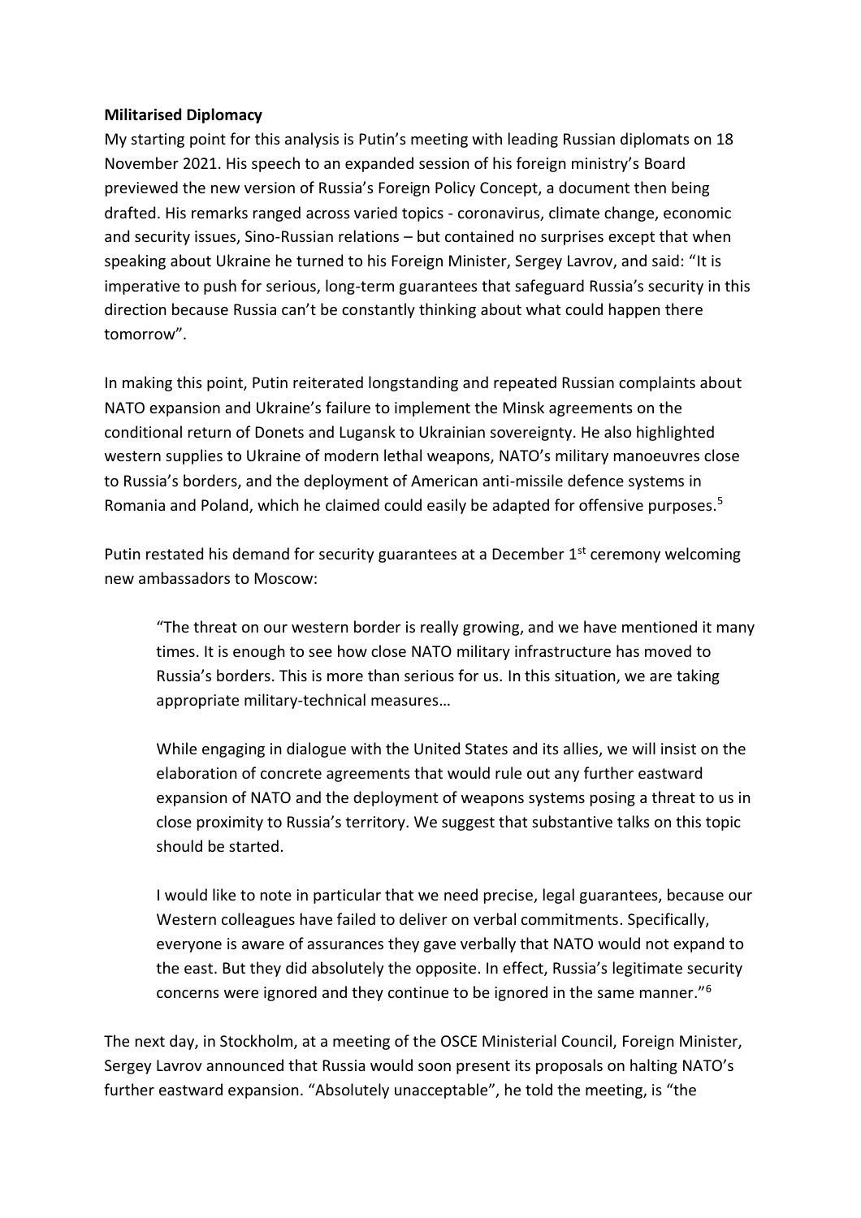**Militarised Diplomacy**

My starting point for this analysis is Putin's meeting with leading Russian diplomats on 18 November 2021. His speech to an expanded session of his foreign ministry's Board previewed the new version of Russia's Foreign Policy Concept, a document then being drafted. His remarks ranged across varied topics - coronavirus, climate change, economic and security issues, Sino-Russian relations – but contained no surprises except that when speaking about Ukraine he turned to his Foreign Minister, Sergey Lavrov, and said: "It is imperative to push for serious, long-term guarantees that safeguard Russia's security in this direction because Russia can't be constantly thinking about what could happen there tomorrow".

In making this point, Putin reiterated longstanding and repeated Russian complaints about NATO expansion and Ukraine's failure to implement the Minsk agreements on the conditional return of Donets and Lugansk to Ukrainian sovereignty. He also highlighted western supplies to Ukraine of modern lethal weapons, NATO's military manoeuvres close to Russia's borders, and the deployment of American anti-missile defence systems in Romania and Poland, which he claimed could easily be adapted for offensive purposes.[5]

Putin restated his demand for security guarantees at a December 1st ceremony welcoming new ambassadors to Moscow:

> "The threat on our western border is really growing, and we have mentioned it many times. It is enough to see how close NATO military infrastructure has moved to Russia's borders. This is more than serious for us. In this situation, we are taking appropriate military-technical measures…
>
> While engaging in dialogue with the United States and its allies, we will insist on the elaboration of concrete agreements that would rule out any further eastward expansion of NATO and the deployment of weapons systems posing a threat to us in close proximity to Russia's territory. We suggest that substantive talks on this topic should be started.
>
> I would like to note in particular that we need precise, legal guarantees, because our Western colleagues have failed to deliver on verbal commitments. Specifically, everyone is aware of assurances they gave verbally that NATO would not expand to the east. But they did absolutely the opposite. In effect, Russia's legitimate security concerns were ignored and they continue to be ignored in the same manner."[6]

The next day, in Stockholm, at a meeting of the OSCE Ministerial Council, Foreign Minister, Sergey Lavrov announced that Russia would soon present its proposals on halting NATO's further eastward expansion. "Absolutely unacceptable", he told the meeting, is "the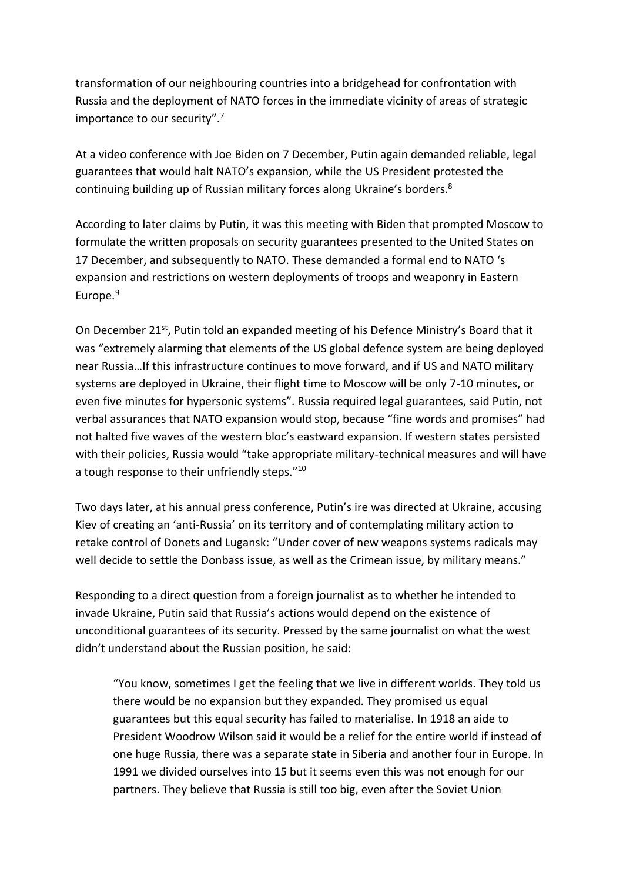transformation of our neighbouring countries into a bridgehead for confrontation with Russia and the deployment of NATO forces in the immediate vicinity of areas of strategic importance to our security".[7]

At a video conference with Joe Biden on 7 December, Putin again demanded reliable, legal guarantees that would halt NATO's expansion, while the US President protested the continuing building up of Russian military forces along Ukraine's borders.[8]

According to later claims by Putin, it was this meeting with Biden that prompted Moscow to formulate the written proposals on security guarantees presented to the United States on 17 December, and subsequently to NATO. These demanded a formal end to NATO 's expansion and restrictions on western deployments of troops and weaponry in Eastern Europe.[9]

On December 21st, Putin told an expanded meeting of his Defence Ministry's Board that it was "extremely alarming that elements of the US global defence system are being deployed near Russia…If this infrastructure continues to move forward, and if US and NATO military systems are deployed in Ukraine, their flight time to Moscow will be only 7-10 minutes, or even five minutes for hypersonic systems". Russia required legal guarantees, said Putin, not verbal assurances that NATO expansion would stop, because "fine words and promises" had not halted five waves of the western bloc's eastward expansion. If western states persisted with their policies, Russia would "take appropriate military-technical measures and will have a tough response to their unfriendly steps."[10]

Two days later, at his annual press conference, Putin's ire was directed at Ukraine, accusing Kiev of creating an 'anti-Russia' on its territory and of contemplating military action to retake control of Donets and Lugansk: "Under cover of new weapons systems radicals may well decide to settle the Donbass issue, as well as the Crimean issue, by military means."

Responding to a direct question from a foreign journalist as to whether he intended to invade Ukraine, Putin said that Russia's actions would depend on the existence of unconditional guarantees of its security. Pressed by the same journalist on what the west didn't understand about the Russian position, he said:

> "You know, sometimes I get the feeling that we live in different worlds. They told us there would be no expansion but they expanded. They promised us equal guarantees but this equal security has failed to materialise. In 1918 an aide to President Woodrow Wilson said it would be a relief for the entire world if instead of one huge Russia, there was a separate state in Siberia and another four in Europe. In 1991 we divided ourselves into 15 but it seems even this was not enough for our partners. They believe that Russia is still too big, even after the Soviet Union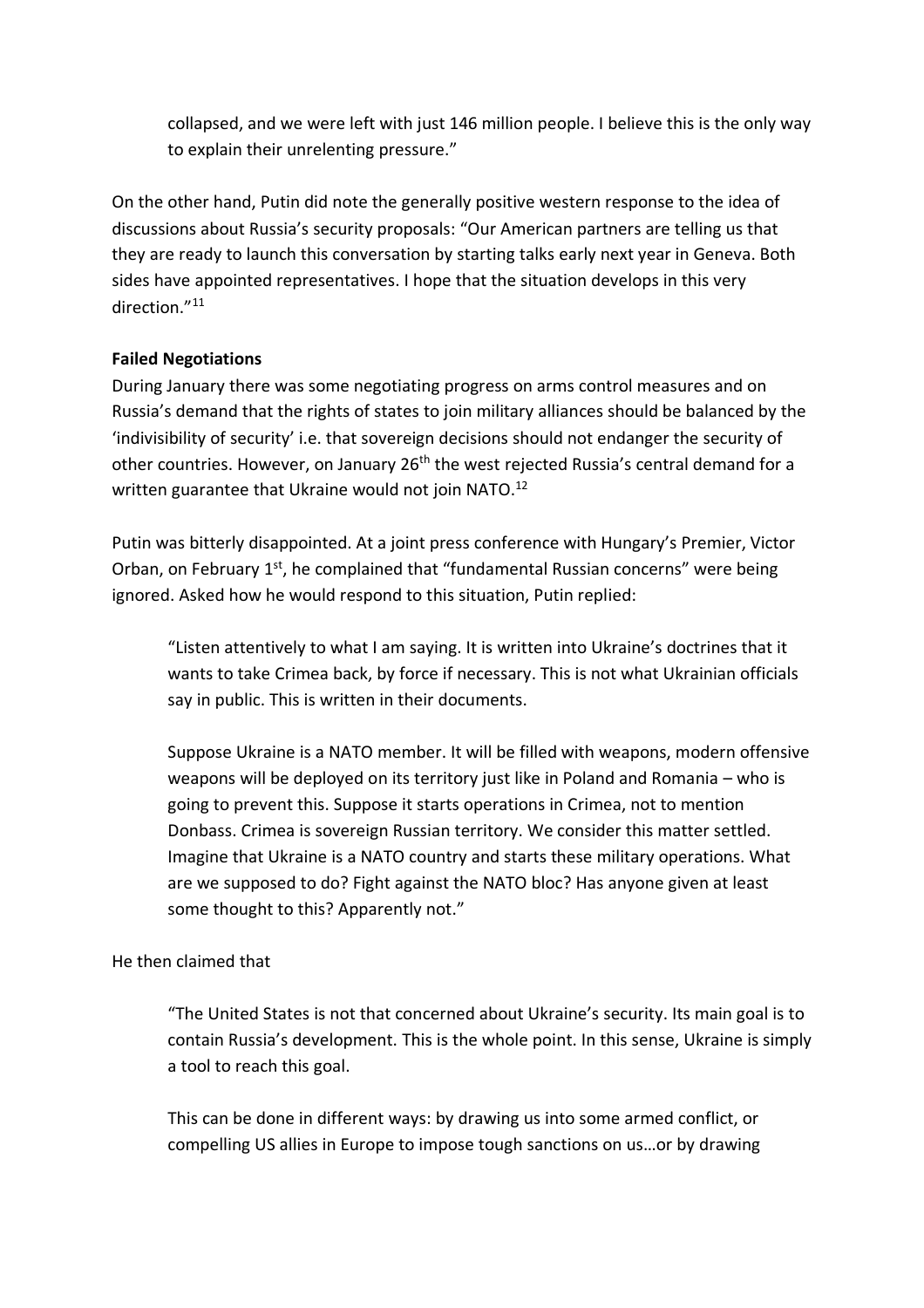> collapsed, and we were left with just 146 million people. I believe this is the only way to explain their unrelenting pressure."

On the other hand, Putin did note the generally positive western response to the idea of discussions about Russia's security proposals: "Our American partners are telling us that they are ready to launch this conversation by starting talks early next year in Geneva. Both sides have appointed representatives. I hope that the situation develops in this very direction."[11]

**Failed Negotiations**

During January there was some negotiating progress on arms control measures and on Russia's demand that the rights of states to join military alliances should be balanced by the 'indivisibility of security' i.e. that sovereign decisions should not endanger the security of other countries. However, on January 26th the west rejected Russia's central demand for a written guarantee that Ukraine would not join NATO.[12]

Putin was bitterly disappointed. At a joint press conference with Hungary's Premier, Victor Orban, on February 1st, he complained that "fundamental Russian concerns" were being ignored. Asked how he would respond to this situation, Putin replied:

> "Listen attentively to what I am saying. It is written into Ukraine's doctrines that it wants to take Crimea back, by force if necessary. This is not what Ukrainian officials say in public. This is written in their documents.
>
> Suppose Ukraine is a NATO member. It will be filled with weapons, modern offensive weapons will be deployed on its territory just like in Poland and Romania – who is going to prevent this. Suppose it starts operations in Crimea, not to mention Donbass. Crimea is sovereign Russian territory. We consider this matter settled. Imagine that Ukraine is a NATO country and starts these military operations. What are we supposed to do? Fight against the NATO bloc? Has anyone given at least some thought to this? Apparently not."

He then claimed that

> "The United States is not that concerned about Ukraine's security. Its main goal is to contain Russia's development. This is the whole point. In this sense, Ukraine is simply a tool to reach this goal.
>
> This can be done in different ways: by drawing us into some armed conflict, or compelling US allies in Europe to impose tough sanctions on us…or by drawing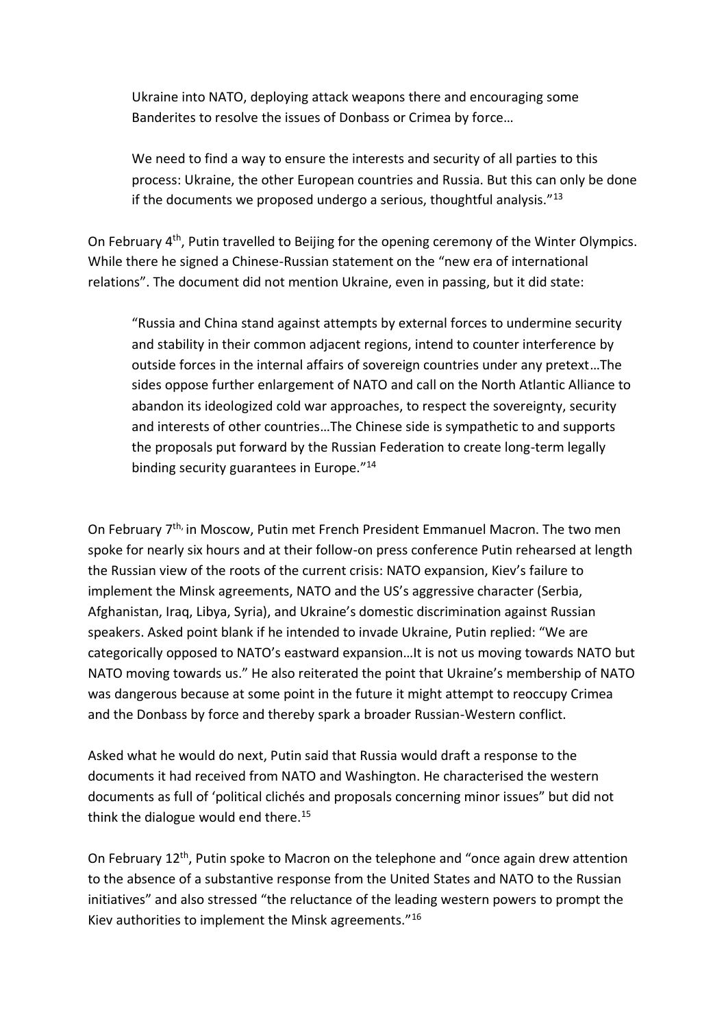> Ukraine into NATO, deploying attack weapons there and encouraging some Banderites to resolve the issues of Donbass or Crimea by force…
>
> We need to find a way to ensure the interests and security of all parties to this process: Ukraine, the other European countries and Russia. But this can only be done if the documents we proposed undergo a serious, thoughtful analysis."[13]

On February 4th, Putin travelled to Beijing for the opening ceremony of the Winter Olympics. While there he signed a Chinese-Russian statement on the "new era of international relations". The document did not mention Ukraine, even in passing, but it did state:

> "Russia and China stand against attempts by external forces to undermine security and stability in their common adjacent regions, intend to counter interference by outside forces in the internal affairs of sovereign countries under any pretext…The sides oppose further enlargement of NATO and call on the North Atlantic Alliance to abandon its ideologized cold war approaches, to respect the sovereignty, security and interests of other countries…The Chinese side is sympathetic to and supports the proposals put forward by the Russian Federation to create long-term legally binding security guarantees in Europe."[14]

On February 7th, in Moscow, Putin met French President Emmanuel Macron. The two men spoke for nearly six hours and at their follow-on press conference Putin rehearsed at length the Russian view of the roots of the current crisis: NATO expansion, Kiev's failure to implement the Minsk agreements, NATO and the US's aggressive character (Serbia, Afghanistan, Iraq, Libya, Syria), and Ukraine's domestic discrimination against Russian speakers. Asked point blank if he intended to invade Ukraine, Putin replied: "We are categorically opposed to NATO's eastward expansion…It is not us moving towards NATO but NATO moving towards us." He also reiterated the point that Ukraine's membership of NATO was dangerous because at some point in the future it might attempt to reoccupy Crimea and the Donbass by force and thereby spark a broader Russian-Western conflict.

Asked what he would do next, Putin said that Russia would draft a response to the documents it had received from NATO and Washington. He characterised the western documents as full of 'political clichés and proposals concerning minor issues" but did not think the dialogue would end there.[15]

On February 12th, Putin spoke to Macron on the telephone and "once again drew attention to the absence of a substantive response from the United States and NATO to the Russian initiatives" and also stressed "the reluctance of the leading western powers to prompt the Kiev authorities to implement the Minsk agreements."[16]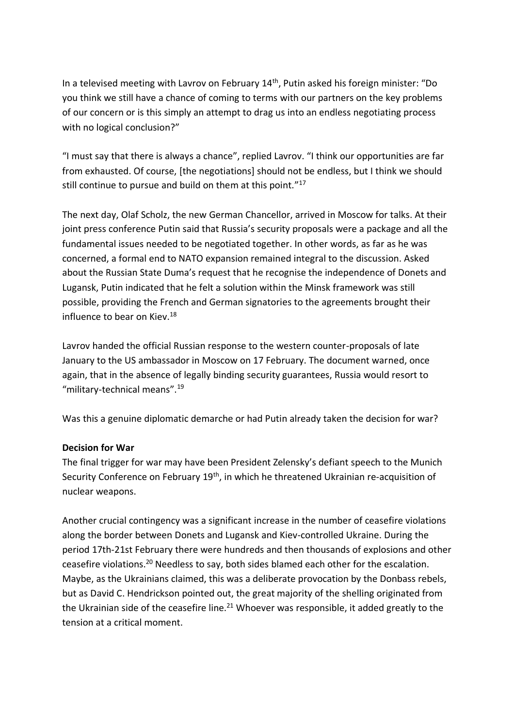In a televised meeting with Lavrov on February 14th, Putin asked his foreign minister: "Do you think we still have a chance of coming to terms with our partners on the key problems of our concern or is this simply an attempt to drag us into an endless negotiating process with no logical conclusion?"

"I must say that there is always a chance", replied Lavrov. "I think our opportunities are far from exhausted. Of course, [the negotiations] should not be endless, but I think we should still continue to pursue and build on them at this point."[17]

The next day, Olaf Scholz, the new German Chancellor, arrived in Moscow for talks. At their joint press conference Putin said that Russia's security proposals were a package and all the fundamental issues needed to be negotiated together. In other words, as far as he was concerned, a formal end to NATO expansion remained integral to the discussion. Asked about the Russian State Duma's request that he recognise the independence of Donets and Lugansk, Putin indicated that he felt a solution within the Minsk framework was still possible, providing the French and German signatories to the agreements brought their influence to bear on Kiev.[18]

Lavrov handed the official Russian response to the western counter-proposals of late January to the US ambassador in Moscow on 17 February. The document warned, once again, that in the absence of legally binding security guarantees, Russia would resort to "military-technical means".[19]

Was this a genuine diplomatic demarche or had Putin already taken the decision for war?

**Decision for War**

The final trigger for war may have been President Zelensky's defiant speech to the Munich Security Conference on February 19th, in which he threatened Ukrainian re-acquisition of nuclear weapons.

Another crucial contingency was a significant increase in the number of ceasefire violations along the border between Donets and Lugansk and Kiev-controlled Ukraine. During the period 17th-21st February there were hundreds and then thousands of explosions and other ceasefire violations.[20] Needless to say, both sides blamed each other for the escalation. Maybe, as the Ukrainians claimed, this was a deliberate provocation by the Donbass rebels, but as David C. Hendrickson pointed out, the great majority of the shelling originated from the Ukrainian side of the ceasefire line.[21] Whoever was responsible, it added greatly to the tension at a critical moment.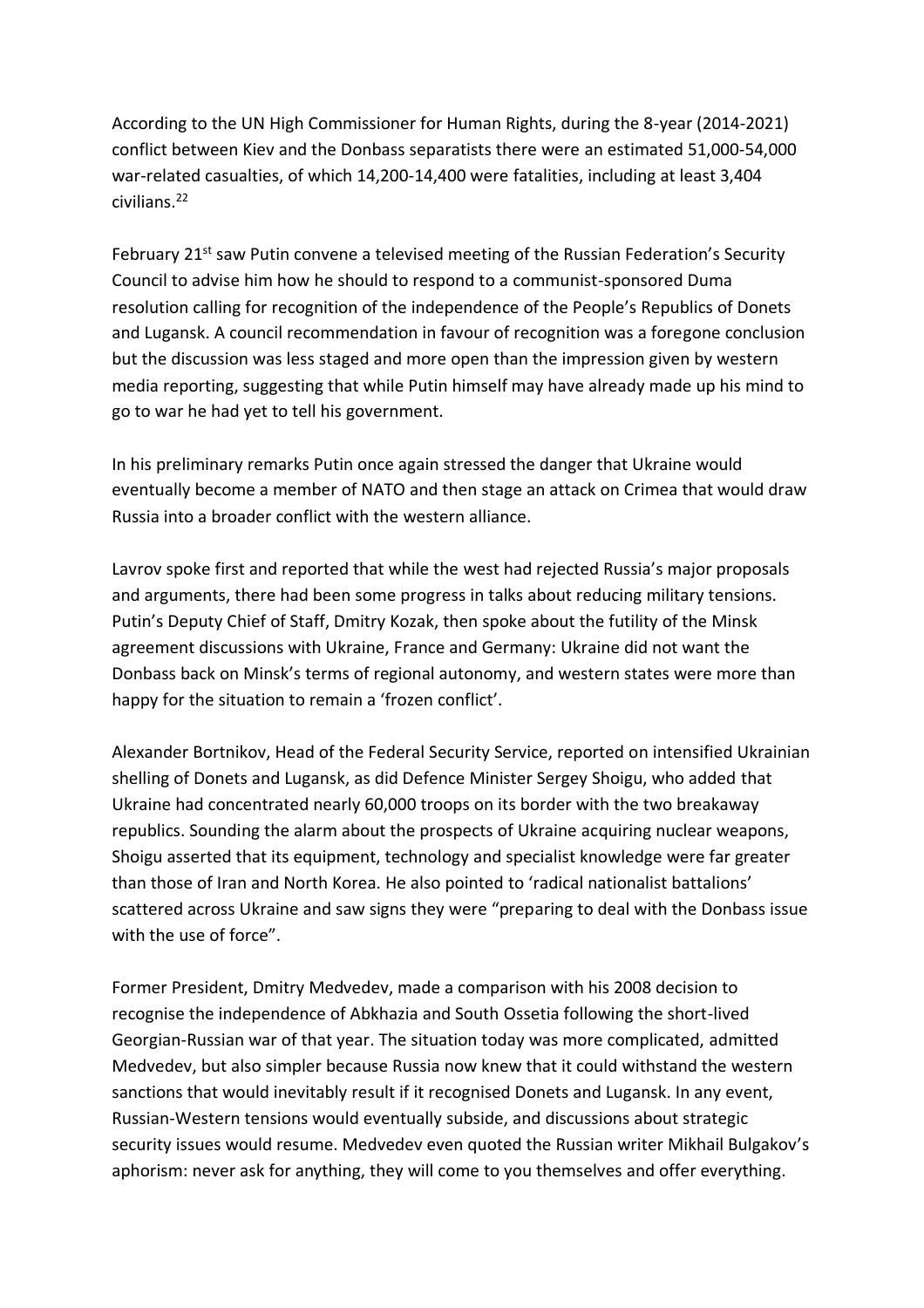According to the UN High Commissioner for Human Rights, during the 8-year (2014-2021) conflict between Kiev and the Donbass separatists there were an estimated 51,000-54,000 war-related casualties, of which 14,200-14,400 were fatalities, including at least 3,404 civilians.[22]

February 21st saw Putin convene a televised meeting of the Russian Federation's Security Council to advise him how he should to respond to a communist-sponsored Duma resolution calling for recognition of the independence of the People's Republics of Donets and Lugansk. A council recommendation in favour of recognition was a foregone conclusion but the discussion was less staged and more open than the impression given by western media reporting, suggesting that while Putin himself may have already made up his mind to go to war he had yet to tell his government.

In his preliminary remarks Putin once again stressed the danger that Ukraine would eventually become a member of NATO and then stage an attack on Crimea that would draw Russia into a broader conflict with the western alliance.

Lavrov spoke first and reported that while the west had rejected Russia's major proposals and arguments, there had been some progress in talks about reducing military tensions. Putin's Deputy Chief of Staff, Dmitry Kozak, then spoke about the futility of the Minsk agreement discussions with Ukraine, France and Germany: Ukraine did not want the Donbass back on Minsk's terms of regional autonomy, and western states were more than happy for the situation to remain a 'frozen conflict'.

Alexander Bortnikov, Head of the Federal Security Service, reported on intensified Ukrainian shelling of Donets and Lugansk, as did Defence Minister Sergey Shoigu, who added that Ukraine had concentrated nearly 60,000 troops on its border with the two breakaway republics. Sounding the alarm about the prospects of Ukraine acquiring nuclear weapons, Shoigu asserted that its equipment, technology and specialist knowledge were far greater than those of Iran and North Korea. He also pointed to 'radical nationalist battalions' scattered across Ukraine and saw signs they were "preparing to deal with the Donbass issue with the use of force".

Former President, Dmitry Medvedev, made a comparison with his 2008 decision to recognise the independence of Abkhazia and South Ossetia following the short-lived Georgian-Russian war of that year. The situation today was more complicated, admitted Medvedev, but also simpler because Russia now knew that it could withstand the western sanctions that would inevitably result if it recognised Donets and Lugansk. In any event, Russian-Western tensions would eventually subside, and discussions about strategic security issues would resume. Medvedev even quoted the Russian writer Mikhail Bulgakov's aphorism: never ask for anything, they will come to you themselves and offer everything.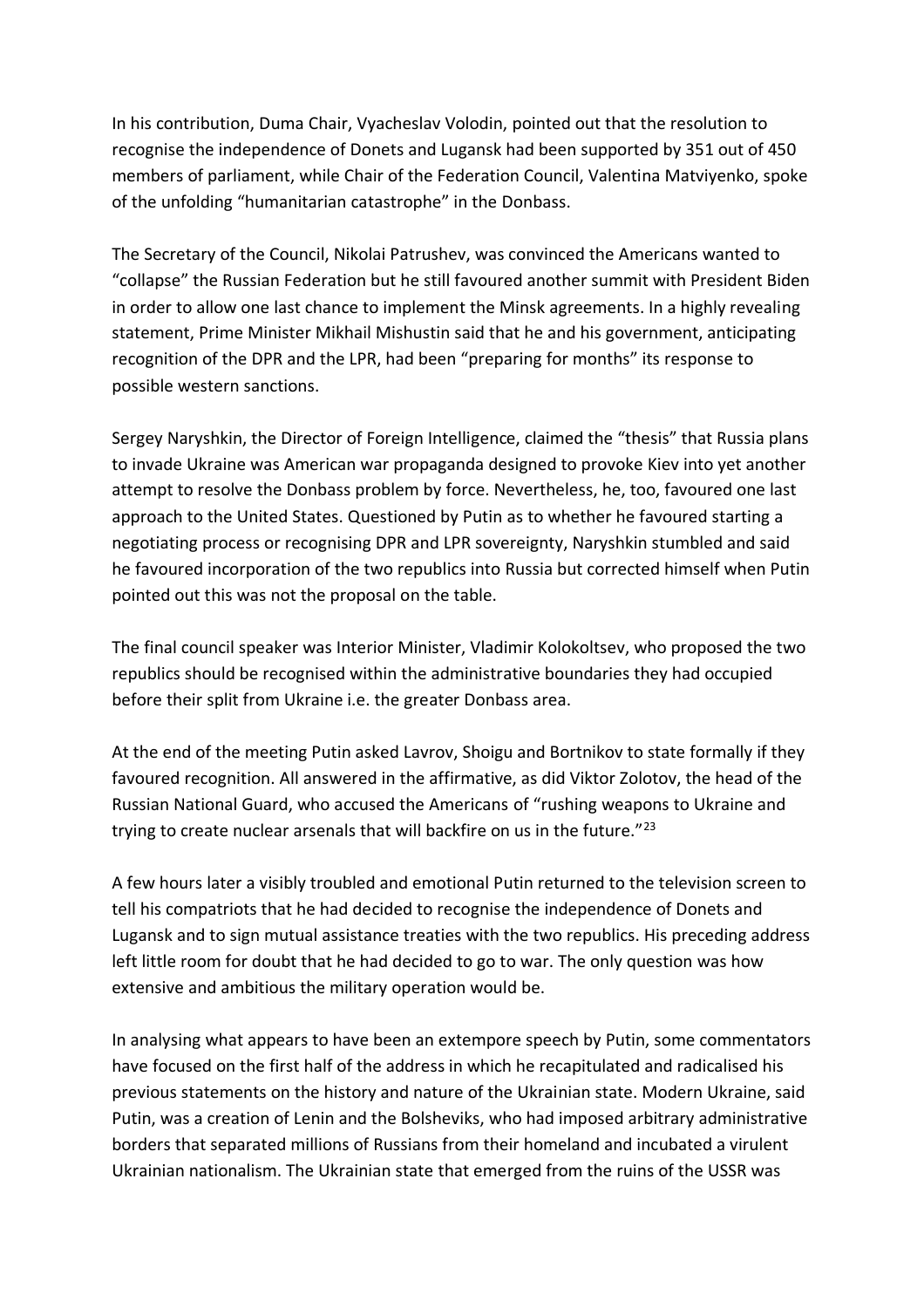In his contribution, Duma Chair, Vyacheslav Volodin, pointed out that the resolution to recognise the independence of Donets and Lugansk had been supported by 351 out of 450 members of parliament, while Chair of the Federation Council, Valentina Matviyenko, spoke of the unfolding "humanitarian catastrophe" in the Donbass.

The Secretary of the Council, Nikolai Patrushev, was convinced the Americans wanted to "collapse" the Russian Federation but he still favoured another summit with President Biden in order to allow one last chance to implement the Minsk agreements. In a highly revealing statement, Prime Minister Mikhail Mishustin said that he and his government, anticipating recognition of the DPR and the LPR, had been "preparing for months" its response to possible western sanctions.

Sergey Naryshkin, the Director of Foreign Intelligence, claimed the "thesis" that Russia plans to invade Ukraine was American war propaganda designed to provoke Kiev into yet another attempt to resolve the Donbass problem by force. Nevertheless, he, too, favoured one last approach to the United States. Questioned by Putin as to whether he favoured starting a negotiating process or recognising DPR and LPR sovereignty, Naryshkin stumbled and said he favoured incorporation of the two republics into Russia but corrected himself when Putin pointed out this was not the proposal on the table.

The final council speaker was Interior Minister, Vladimir Kolokoltsev, who proposed the two republics should be recognised within the administrative boundaries they had occupied before their split from Ukraine i.e. the greater Donbass area.

At the end of the meeting Putin asked Lavrov, Shoigu and Bortnikov to state formally if they favoured recognition. All answered in the affirmative, as did Viktor Zolotov, the head of the Russian National Guard, who accused the Americans of "rushing weapons to Ukraine and trying to create nuclear arsenals that will backfire on us in the future."[23]

A few hours later a visibly troubled and emotional Putin returned to the television screen to tell his compatriots that he had decided to recognise the independence of Donets and Lugansk and to sign mutual assistance treaties with the two republics. His preceding address left little room for doubt that he had decided to go to war. The only question was how extensive and ambitious the military operation would be.

In analysing what appears to have been an extempore speech by Putin, some commentators have focused on the first half of the address in which he recapitulated and radicalised his previous statements on the history and nature of the Ukrainian state. Modern Ukraine, said Putin, was a creation of Lenin and the Bolsheviks, who had imposed arbitrary administrative borders that separated millions of Russians from their homeland and incubated a virulent Ukrainian nationalism. The Ukrainian state that emerged from the ruins of the USSR was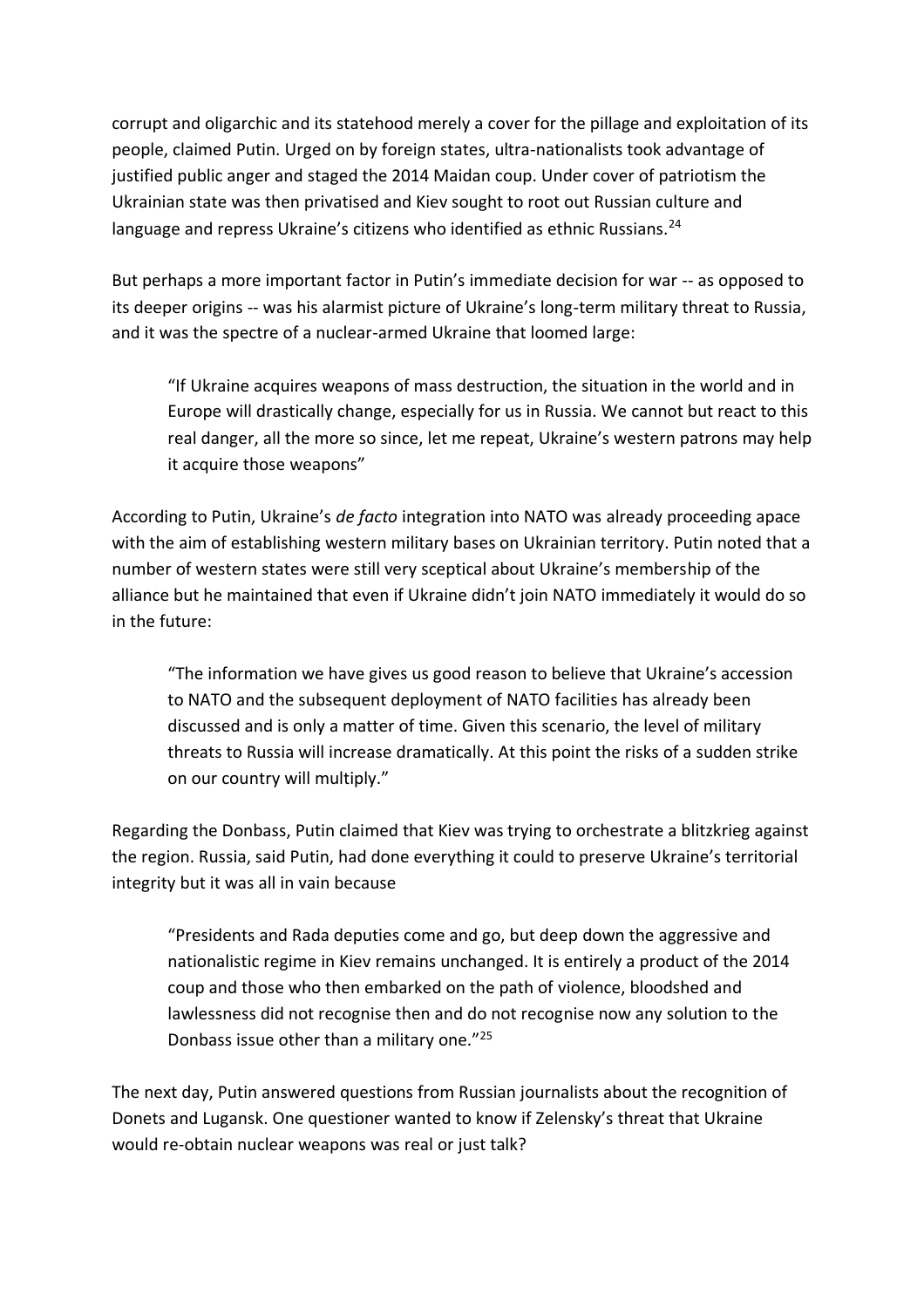corrupt and oligarchic and its statehood merely a cover for the pillage and exploitation of its people, claimed Putin. Urged on by foreign states, ultra-nationalists took advantage of justified public anger and staged the 2014 Maidan coup. Under cover of patriotism the Ukrainian state was then privatised and Kiev sought to root out Russian culture and language and repress Ukraine's citizens who identified as ethnic Russians.[24]

But perhaps a more important factor in Putin's immediate decision for war -- as opposed to its deeper origins -- was his alarmist picture of Ukraine's long-term military threat to Russia, and it was the spectre of a nuclear-armed Ukraine that loomed large:

> "If Ukraine acquires weapons of mass destruction, the situation in the world and in Europe will drastically change, especially for us in Russia. We cannot but react to this real danger, all the more so since, let me repeat, Ukraine's western patrons may help it acquire those weapons"

According to Putin, Ukraine's *de facto* integration into NATO was already proceeding apace with the aim of establishing western military bases on Ukrainian territory. Putin noted that a number of western states were still very sceptical about Ukraine's membership of the alliance but he maintained that even if Ukraine didn't join NATO immediately it would do so in the future:

> "The information we have gives us good reason to believe that Ukraine's accession to NATO and the subsequent deployment of NATO facilities has already been discussed and is only a matter of time. Given this scenario, the level of military threats to Russia will increase dramatically. At this point the risks of a sudden strike on our country will multiply."

Regarding the Donbass, Putin claimed that Kiev was trying to orchestrate a blitzkrieg against the region. Russia, said Putin, had done everything it could to preserve Ukraine's territorial integrity but it was all in vain because

> "Presidents and Rada deputies come and go, but deep down the aggressive and nationalistic regime in Kiev remains unchanged. It is entirely a product of the 2014 coup and those who then embarked on the path of violence, bloodshed and lawlessness did not recognise then and do not recognise now any solution to the Donbass issue other than a military one."[25]

The next day, Putin answered questions from Russian journalists about the recognition of Donets and Lugansk. One questioner wanted to know if Zelensky's threat that Ukraine would re-obtain nuclear weapons was real or just talk?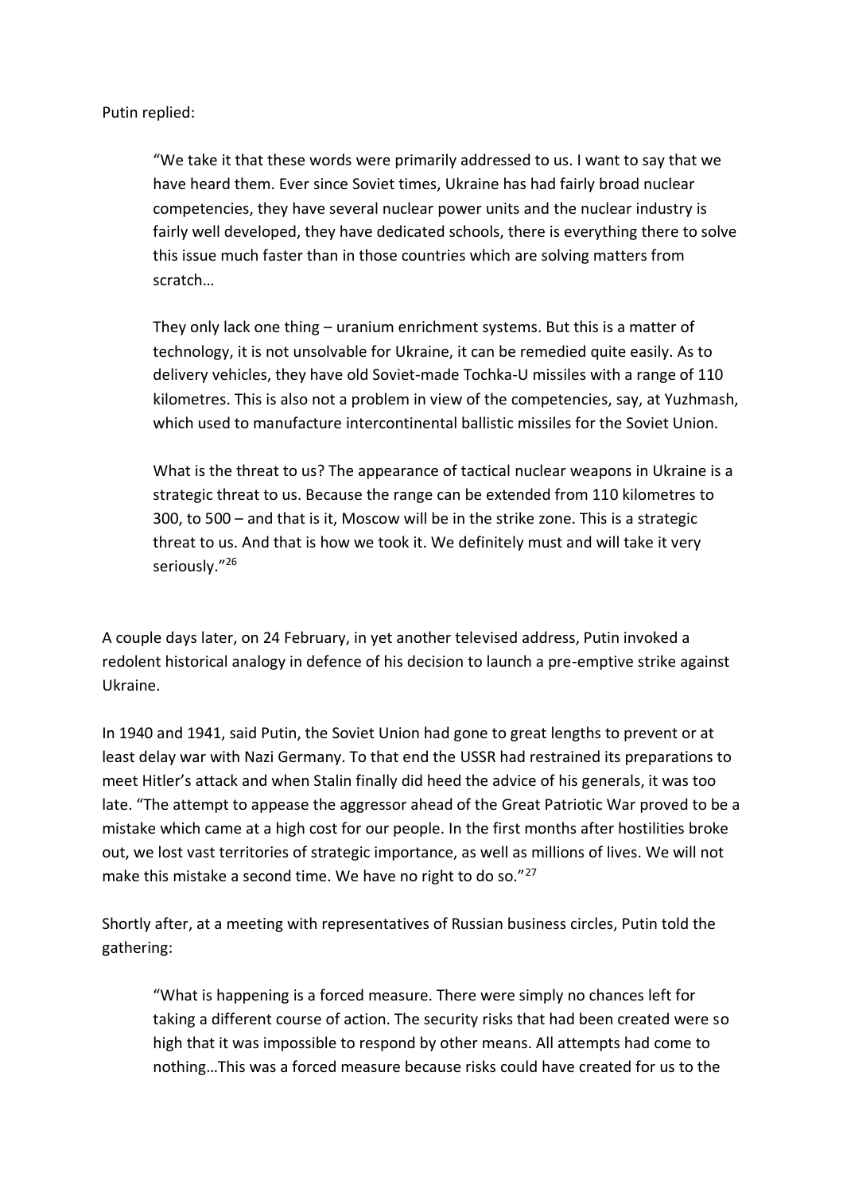Putin replied:

> "We take it that these words were primarily addressed to us. I want to say that we have heard them. Ever since Soviet times, Ukraine has had fairly broad nuclear competencies, they have several nuclear power units and the nuclear industry is fairly well developed, they have dedicated schools, there is everything there to solve this issue much faster than in those countries which are solving matters from scratch…
>
> They only lack one thing – uranium enrichment systems. But this is a matter of technology, it is not unsolvable for Ukraine, it can be remedied quite easily. As to delivery vehicles, they have old Soviet-made Tochka-U missiles with a range of 110 kilometres. This is also not a problem in view of the competencies, say, at Yuzhmash, which used to manufacture intercontinental ballistic missiles for the Soviet Union.
>
> What is the threat to us? The appearance of tactical nuclear weapons in Ukraine is a strategic threat to us. Because the range can be extended from 110 kilometres to 300, to 500 – and that is it, Moscow will be in the strike zone. This is a strategic threat to us. And that is how we took it. We definitely must and will take it very seriously."[26]

A couple days later, on 24 February, in yet another televised address, Putin invoked a redolent historical analogy in defence of his decision to launch a pre-emptive strike against Ukraine.

In 1940 and 1941, said Putin, the Soviet Union had gone to great lengths to prevent or at least delay war with Nazi Germany. To that end the USSR had restrained its preparations to meet Hitler's attack and when Stalin finally did heed the advice of his generals, it was too late. "The attempt to appease the aggressor ahead of the Great Patriotic War proved to be a mistake which came at a high cost for our people. In the first months after hostilities broke out, we lost vast territories of strategic importance, as well as millions of lives. We will not make this mistake a second time. We have no right to do so."[27]

Shortly after, at a meeting with representatives of Russian business circles, Putin told the gathering:

> "What is happening is a forced measure. There were simply no chances left for taking a different course of action. The security risks that had been created were so high that it was impossible to respond by other means. All attempts had come to nothing…This was a forced measure because risks could have created for us to the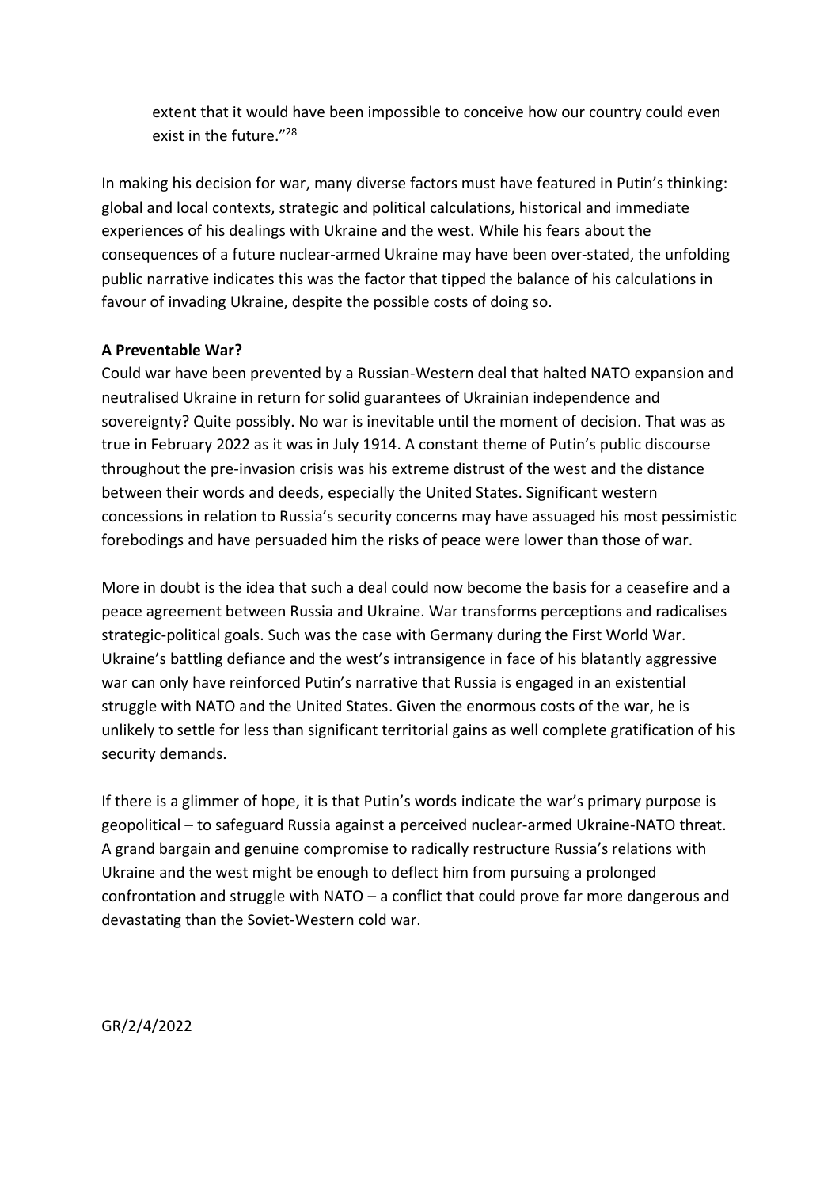> extent that it would have been impossible to conceive how our country could even exist in the future."[28]

In making his decision for war, many diverse factors must have featured in Putin's thinking: global and local contexts, strategic and political calculations, historical and immediate experiences of his dealings with Ukraine and the west. While his fears about the consequences of a future nuclear-armed Ukraine may have been over-stated, the unfolding public narrative indicates this was the factor that tipped the balance of his calculations in favour of invading Ukraine, despite the possible costs of doing so.

**A Preventable War?**

Could war have been prevented by a Russian-Western deal that halted NATO expansion and neutralised Ukraine in return for solid guarantees of Ukrainian independence and sovereignty? Quite possibly. No war is inevitable until the moment of decision. That was as true in February 2022 as it was in July 1914. A constant theme of Putin's public discourse throughout the pre-invasion crisis was his extreme distrust of the west and the distance between their words and deeds, especially the United States. Significant western concessions in relation to Russia's security concerns may have assuaged his most pessimistic forebodings and have persuaded him the risks of peace were lower than those of war.

More in doubt is the idea that such a deal could now become the basis for a ceasefire and a peace agreement between Russia and Ukraine. War transforms perceptions and radicalises strategic-political goals. Such was the case with Germany during the First World War. Ukraine's battling defiance and the west's intransigence in face of his blatantly aggressive war can only have reinforced Putin's narrative that Russia is engaged in an existential struggle with NATO and the United States. Given the enormous costs of the war, he is unlikely to settle for less than significant territorial gains as well complete gratification of his security demands.

If there is a glimmer of hope, it is that Putin's words indicate the war's primary purpose is geopolitical – to safeguard Russia against a perceived nuclear-armed Ukraine-NATO threat. A grand bargain and genuine compromise to radically restructure Russia's relations with Ukraine and the west might be enough to deflect him from pursuing a prolonged confrontation and struggle with NATO – a conflict that could prove far more dangerous and devastating than the Soviet-Western cold war.

GR/2/4/2022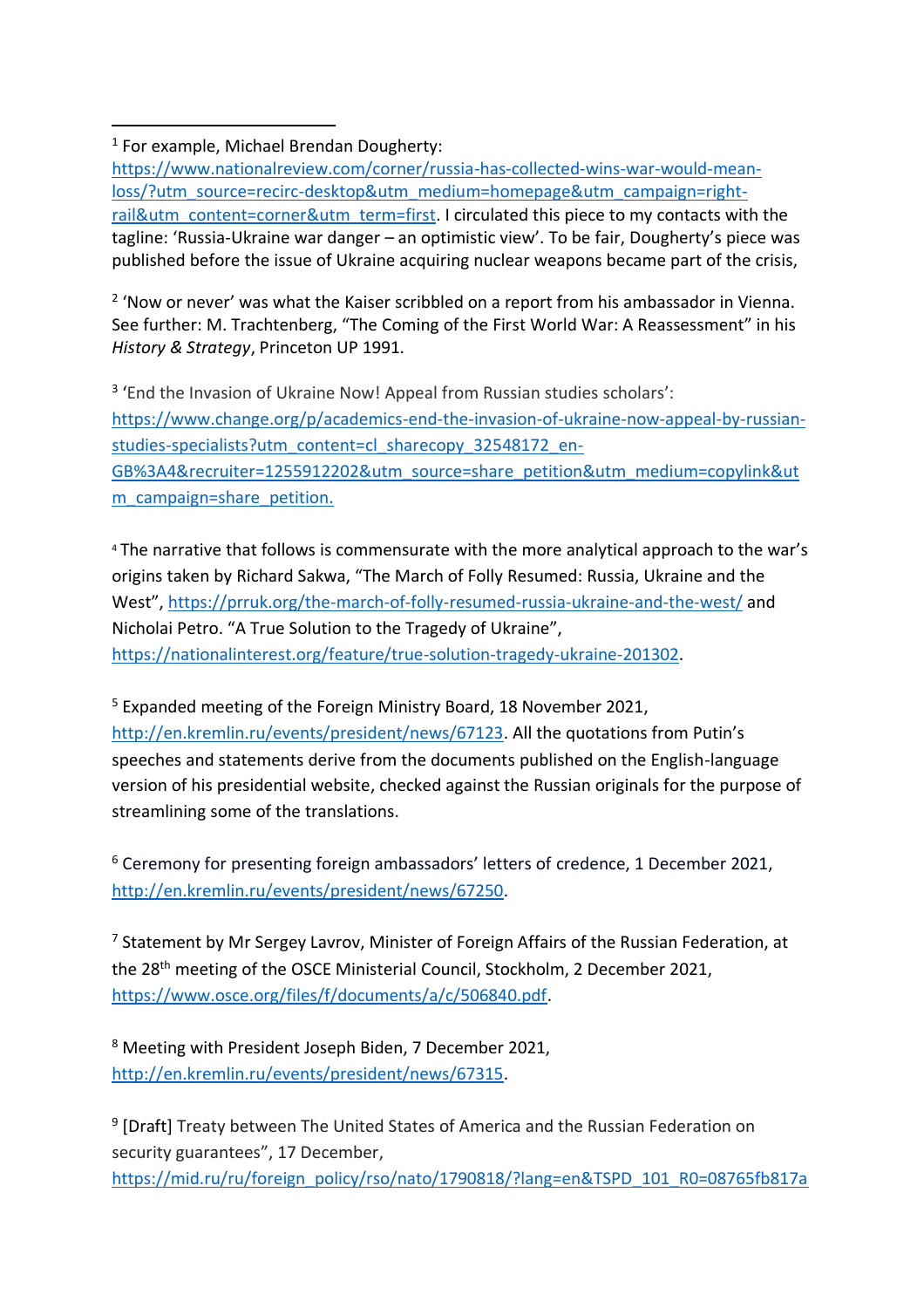[1] For example, Michael Brendan Dougherty: https://www.nationalreview.com/corner/russia-has-collected-wins-war-would-mean-loss/?utm_source=recirc-desktop&utm_medium=homepage&utm_campaign=right-rail&utm_content=corner&utm_term=first. I circulated this piece to my contacts with the tagline: 'Russia-Ukraine war danger – an optimistic view'. To be fair, Dougherty's piece was published before the issue of Ukraine acquiring nuclear weapons became part of the crisis,

[2] 'Now or never' was what the Kaiser scribbled on a report from his ambassador in Vienna. See further: M. Trachtenberg, "The Coming of the First World War: A Reassessment" in his *History & Strategy*, Princeton UP 1991.

[3] 'End the Invasion of Ukraine Now! Appeal from Russian studies scholars': https://www.change.org/p/academics-end-the-invasion-of-ukraine-now-appeal-by-russian-studies-specialists?utm_content=cl_sharecopy_32548172_en-GB%3A4&recruiter=1255912202&utm_source=share_petition&utm_medium=copylink&utm_campaign=share_petition.

[4] The narrative that follows is commensurate with the more analytical approach to the war's origins taken by Richard Sakwa, "The March of Folly Resumed: Russia, Ukraine and the West", https://prruk.org/the-march-of-folly-resumed-russia-ukraine-and-the-west/ and Nicholai Petro. "A True Solution to the Tragedy of Ukraine", https://nationalinterest.org/feature/true-solution-tragedy-ukraine-201302.

[5] Expanded meeting of the Foreign Ministry Board, 18 November 2021, http://en.kremlin.ru/events/president/news/67123. All the quotations from Putin's speeches and statements derive from the documents published on the English-language version of his presidential website, checked against the Russian originals for the purpose of streamlining some of the translations.

[6] Ceremony for presenting foreign ambassadors' letters of credence, 1 December 2021, http://en.kremlin.ru/events/president/news/67250.

[7] Statement by Mr Sergey Lavrov, Minister of Foreign Affairs of the Russian Federation, at the 28th meeting of the OSCE Ministerial Council, Stockholm, 2 December 2021, https://www.osce.org/files/f/documents/a/c/506840.pdf.

[8] Meeting with President Joseph Biden, 7 December 2021, http://en.kremlin.ru/events/president/news/67315.

[9] [Draft] Treaty between The United States of America and the Russian Federation on security guarantees", 17 December, https://mid.ru/ru/foreign_policy/rso/nato/1790818/?lang=en&TSPD_101_R0=08765fb817a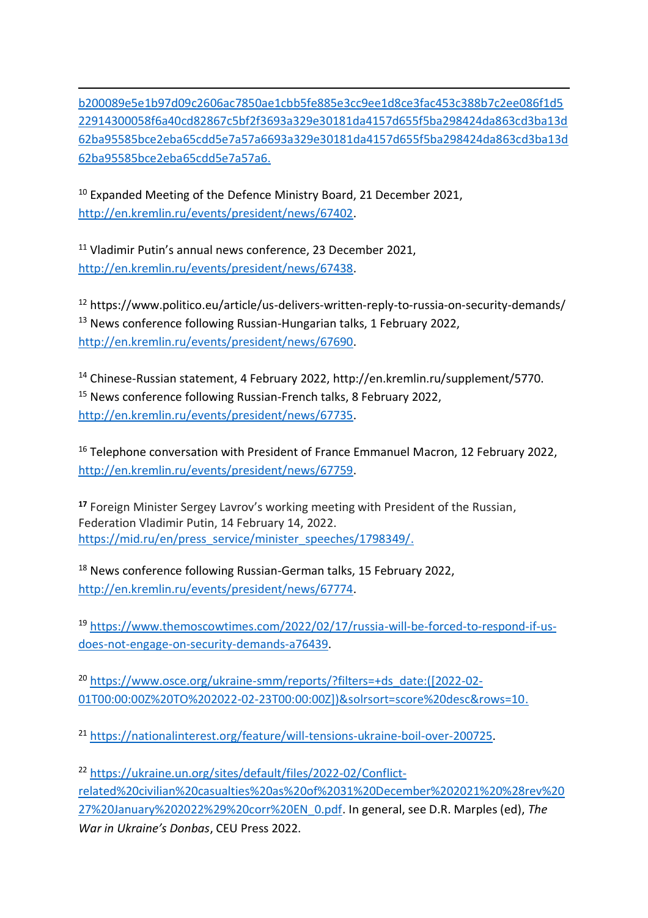b200089e5e1b97d09c2606ac7850ae1cbb5fe885e3cc9ee1d8ce3fac453c388b7c2ee086f1d522914300058f6a40cd82867c5bf2f3693a329e30181da4157d655f5ba298424da863cd3ba13d62ba95585bce2eba65cdd5e7a57a6693a329e30181da4157d655f5ba298424da863cd3ba13d62ba95585bce2eba65cdd5e7a57a6.

[10] Expanded Meeting of the Defence Ministry Board, 21 December 2021, http://en.kremlin.ru/events/president/news/67402.

[11] Vladimir Putin's annual news conference, 23 December 2021, http://en.kremlin.ru/events/president/news/67438.

[12] https://www.politico.eu/article/us-delivers-written-reply-to-russia-on-security-demands/

[13] News conference following Russian-Hungarian talks, 1 February 2022, http://en.kremlin.ru/events/president/news/67690.

[14] Chinese-Russian statement, 4 February 2022, http://en.kremlin.ru/supplement/5770.

[15] News conference following Russian-French talks, 8 February 2022, http://en.kremlin.ru/events/president/news/67735.

[16] Telephone conversation with President of France Emmanuel Macron, 12 February 2022, http://en.kremlin.ru/events/president/news/67759.

[17] Foreign Minister Sergey Lavrov's working meeting with President of the Russian, Federation Vladimir Putin, 14 February 14, 2022. https://mid.ru/en/press_service/minister_speeches/1798349/.

[18] News conference following Russian-German talks, 15 February 2022, http://en.kremlin.ru/events/president/news/67774.

[19] https://www.themoscowtimes.com/2022/02/17/russia-will-be-forced-to-respond-if-us-does-not-engage-on-security-demands-a76439.

[20] https://www.osce.org/ukraine-smm/reports/?filters=+ds_date:([2022-02-01T00:00:00Z%20TO%202022-02-23T00:00:00Z])&solrsort=score%20desc&rows=10.

[21] https://nationalinterest.org/feature/will-tensions-ukraine-boil-over-200725.

[22] https://ukraine.un.org/sites/default/files/2022-02/Conflict-related%20civilian%20casualties%20as%20of%2031%20December%202021%20%28rev%2027%20January%202022%29%20corr%20EN_0.pdf. In general, see D.R. Marples (ed), *The War in Ukraine's Donbas*, CEU Press 2022.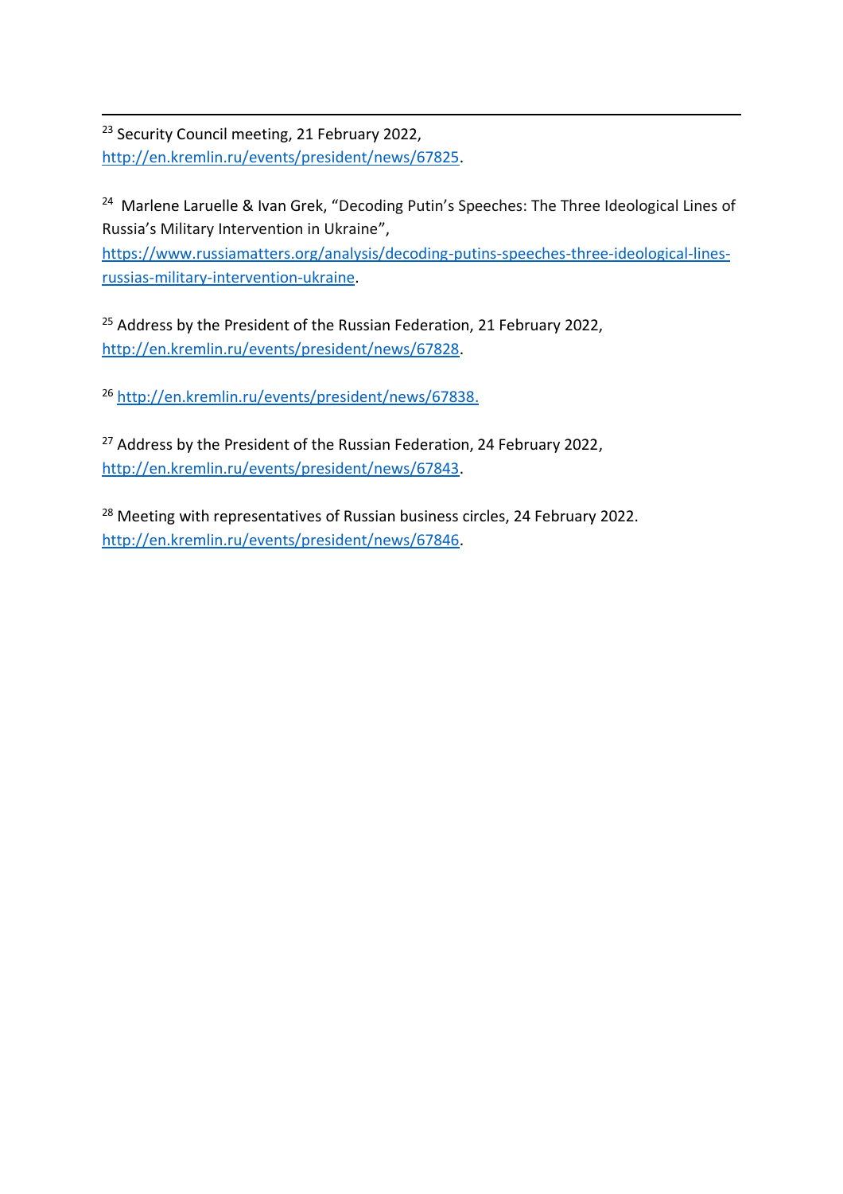---

[23] Security Council meeting, 21 February 2022, http://en.kremlin.ru/events/president/news/67825.

[24] Marlene Laruelle & Ivan Grek, "Decoding Putin's Speeches: The Three Ideological Lines of Russia's Military Intervention in Ukraine", https://www.russiamatters.org/analysis/decoding-putins-speeches-three-ideological-lines-russias-military-intervention-ukraine.

[25] Address by the President of the Russian Federation, 21 February 2022, http://en.kremlin.ru/events/president/news/67828.

[26] http://en.kremlin.ru/events/president/news/67838.

[27] Address by the President of the Russian Federation, 24 February 2022, http://en.kremlin.ru/events/president/news/67843.

[28] Meeting with representatives of Russian business circles, 24 February 2022. http://en.kremlin.ru/events/president/news/67846.